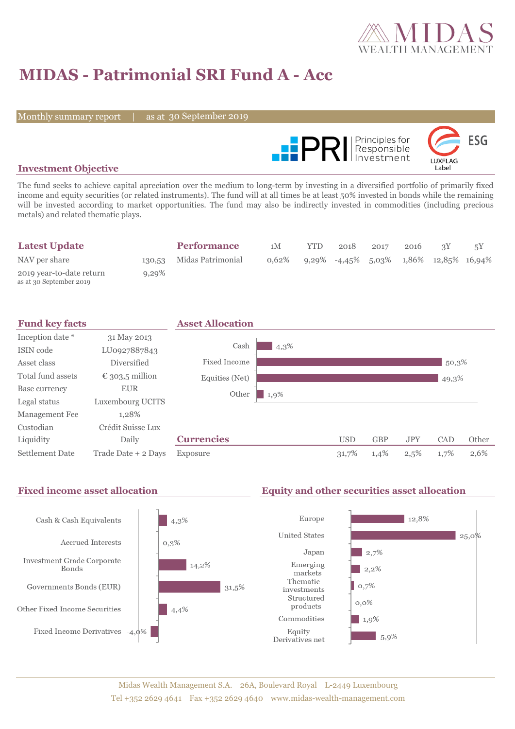# MIDAS - Patrimonial SRI Fund A - Acc

Monthly summary report | as at 30 September 2019

## Investment Objective

The fund seeks to achieve capital apreciation over the medium to long-term by investing in a diversified portfolio of primarily fixed income and equity securities (or related instruments). The fund will at all times be at least 50% invested in bonds while the remaining will be invested according to market opportunities. The fund may also be indirectly invested in commodities (including precious metals) and related thematic plays.

## Latest Update

| | |
|---|---|
| NAV per share | 130,53 |
| 2019 year-to-date return<br>as at 30 September 2019 | 9,29% |

## Performance

| | 1M | YTD | 2018 | 2017 | 2016 | 3Y | 5Y |
|---|---|---|---|---|---|---|---|
| Midas Patrimonial | 0,62% | 9,29% | -4,45% | 5,03% | 1,86% | 12,85% | 16,94% |

## Fund key facts

| | |
|---|---|
| Inception date * | 31 May 2013 |
| ISIN code | LU0927887843 |
| Asset class | Diversified |
| Total fund assets | € 303,5 million |
| Base currency | EUR |
| Legal status | Luxembourg UCITS |
| Management Fee | 1,28% |
| Custodian | Crédit Suisse Lux |
| Liquidity | Daily |
| Settlement Date | Trade Date + 2 Days |

## Asset Allocation

| | |
|---|---|
| Cash | 4,3% |
| Fixed Income | 50,3% |
| Equities (Net) | 49,3% |
| Other | 1,9% |

## Currencies

| | USD | GBP | JPY | CAD | Other |
|---|---|---|---|---|---|
| Exposure | 31,7% | 1,4% | 2,5% | 1,7% | 2,6% |

## Fixed income asset allocation

| | |
|---|---|
| Cash & Cash Equivalents | 4,3% |
| Accrued Interests | 0,3% |
| Investment Grade Corporate Bonds | 14,2% |
| Governments Bonds (EUR) | 31,5% |
| Other Fixed Income Securities | 4,4% |
| Fixed Income Derivatives | -4,0% |

## Equity and other securities asset allocation

| | |
|---|---|
| Europe | 12,8% |
| United States | 25,0% |
| Japan | 2,7% |
| Emerging markets | 2,2% |
| Thematic investments | 0,7% |
| Structured products | 0,0% |
| Commodities | 1,9% |
| Equity Derivatives net | 5,9% |

Midas Wealth Management S.A. 26A, Boulevard Royal L-2449 Luxembourg
Tel +352 2629 4641 Fax +352 2629 4640 www.midas-wealth-management.com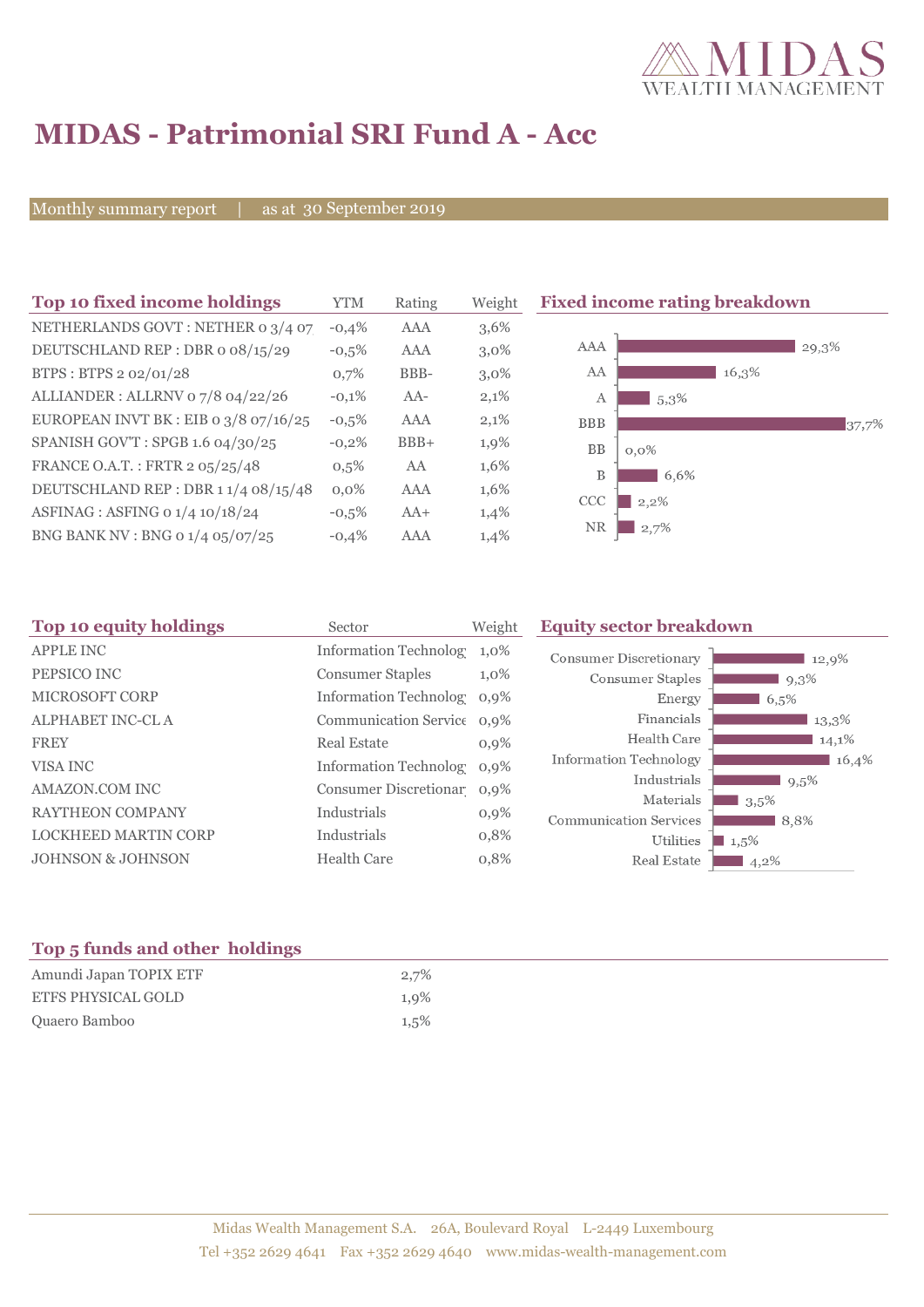# MIDAS - Patrimonial SRI Fund A - Acc

Monthly summary report | as at 30 September 2019

## Top 10 fixed income holdings

| Top 10 fixed income holdings | YTM | Rating | Weight |
|---|---|---|---|
| NETHERLANDS GOVT : NETHER 0 3/4 07 | -0,4% | AAA | 3,6% |
| DEUTSCHLAND REP : DBR 0 08/15/29 | -0,5% | AAA | 3,0% |
| BTPS : BTPS 2 02/01/28 | 0,7% | BBB- | 3,0% |
| ALLIANDER : ALLRNV 0 7/8 04/22/26 | -0,1% | AA- | 2,1% |
| EUROPEAN INVT BK : EIB 0 3/8 07/16/25 | -0,5% | AAA | 2,1% |
| SPANISH GOV'T : SPGB 1.6 04/30/25 | -0,2% | BBB+ | 1,9% |
| FRANCE O.A.T. : FRTR 2 05/25/48 | 0,5% | AA | 1,6% |
| DEUTSCHLAND REP : DBR 1 1/4 08/15/48 | 0,0% | AAA | 1,6% |
| ASFINAG : ASFING 0 1/4 10/18/24 | -0,5% | AA+ | 1,4% |
| BNG BANK NV : BNG 0 1/4 05/07/25 | -0,4% | AAA | 1,4% |

## Fixed income rating breakdown

| Rating | Weight |
|---|---|
| AAA | 29,3% |
| AA | 16,3% |
| A | 5,3% |
| BBB | 37,7% |
| BB | 0,0% |
| B | 6,6% |
| CCC | 2,2% |
| NR | 2,7% |

## Top 10 equity holdings

| Top 10 equity holdings | Sector | Weight |
|---|---|---|
| APPLE INC | Information Technolog | 1,0% |
| PEPSICO INC | Consumer Staples | 1,0% |
| MICROSOFT CORP | Information Technolog | 0,9% |
| ALPHABET INC-CL A | Communication Service | 0,9% |
| FREY | Real Estate | 0,9% |
| VISA INC | Information Technolog | 0,9% |
| AMAZON.COM INC | Consumer Discretionar | 0,9% |
| RAYTHEON COMPANY | Industrials | 0,9% |
| LOCKHEED MARTIN CORP | Industrials | 0,8% |
| JOHNSON & JOHNSON | Health Care | 0,8% |

## Equity sector breakdown

| Sector | Weight |
|---|---|
| Consumer Discretionary | 12,9% |
| Consumer Staples | 9,3% |
| Energy | 6,5% |
| Financials | 13,3% |
| Health Care | 14,1% |
| Information Technology | 16,4% |
| Industrials | 9,5% |
| Materials | 3,5% |
| Communication Services | 8,8% |
| Utilities | 1,5% |
| Real Estate | 4,2% |

## Top 5 funds and other holdings

| Holding | Weight |
|---|---|
| Amundi Japan TOPIX ETF | 2,7% |
| ETFS PHYSICAL GOLD | 1,9% |
| Quaero Bamboo | 1,5% |

Midas Wealth Management S.A. 26A, Boulevard Royal L-2449 Luxembourg
Tel +352 2629 4641 Fax +352 2629 4640 www.midas-wealth-management.com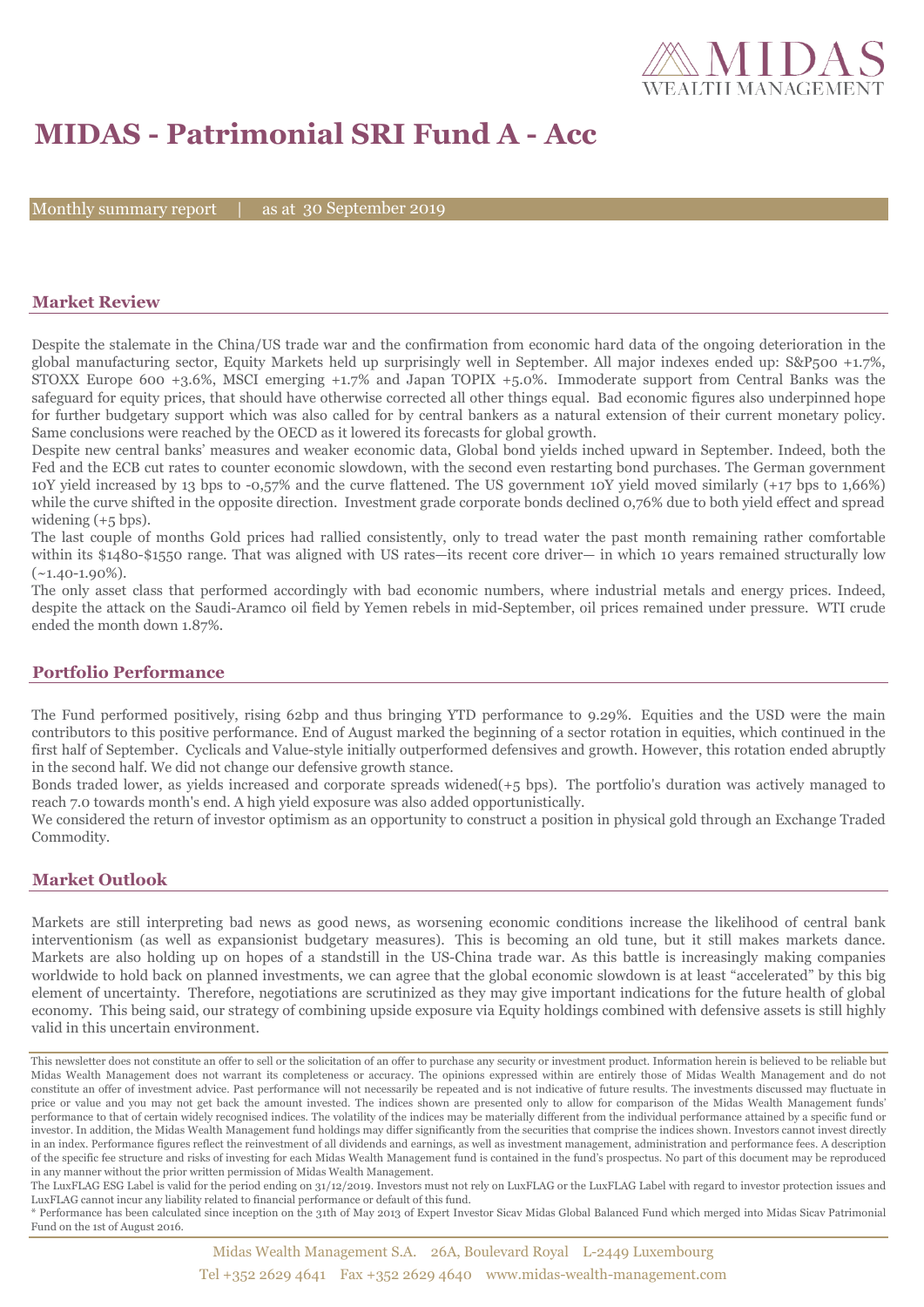# MIDAS - Patrimonial SRI Fund A - Acc

Monthly summary report | as at 30 September 2019

## Market Review

Despite the stalemate in the China/US trade war and the confirmation from economic hard data of the ongoing deterioration in the global manufacturing sector, Equity Markets held up surprisingly well in September. All major indexes ended up: S&P500 +1.7%, STOXX Europe 600 +3.6%, MSCI emerging +1.7% and Japan TOPIX +5.0%. Immoderate support from Central Banks was the safeguard for equity prices, that should have otherwise corrected all other things equal. Bad economic figures also underpinned hope for further budgetary support which was also called for by central bankers as a natural extension of their current monetary policy. Same conclusions were reached by the OECD as it lowered its forecasts for global growth.

Despite new central banks' measures and weaker economic data, Global bond yields inched upward in September. Indeed, both the Fed and the ECB cut rates to counter economic slowdown, with the second even restarting bond purchases. The German government 10Y yield increased by 13 bps to -0,57% and the curve flattened. The US government 10Y yield moved similarly (+17 bps to 1,66%) while the curve shifted in the opposite direction. Investment grade corporate bonds declined 0,76% due to both yield effect and spread widening (+5 bps).

The last couple of months Gold prices had rallied consistently, only to tread water the past month remaining rather comfortable within its $1480-$1550 range. That was aligned with US rates—its recent core driver— in which 10 years remained structurally low (~1.40-1.90%).

The only asset class that performed accordingly with bad economic numbers, where industrial metals and energy prices. Indeed, despite the attack on the Saudi-Aramco oil field by Yemen rebels in mid-September, oil prices remained under pressure. WTI crude ended the month down 1.87%.

## Portfolio Performance

The Fund performed positively, rising 62bp and thus bringing YTD performance to 9.29%. Equities and the USD were the main contributors to this positive performance. End of August marked the beginning of a sector rotation in equities, which continued in the first half of September. Cyclicals and Value-style initially outperformed defensives and growth. However, this rotation ended abruptly in the second half. We did not change our defensive growth stance.

Bonds traded lower, as yields increased and corporate spreads widened(+5 bps). The portfolio's duration was actively managed to reach 7.0 towards month's end. A high yield exposure was also added opportunistically.

We considered the return of investor optimism as an opportunity to construct a position in physical gold through an Exchange Traded Commodity.

## Market Outlook

Markets are still interpreting bad news as good news, as worsening economic conditions increase the likelihood of central bank interventionism (as well as expansionist budgetary measures). This is becoming an old tune, but it still makes markets dance. Markets are also holding up on hopes of a standstill in the US-China trade war. As this battle is increasingly making companies worldwide to hold back on planned investments, we can agree that the global economic slowdown is at least "accelerated" by this big element of uncertainty. Therefore, negotiations are scrutinized as they may give important indications for the future health of global economy. This being said, our strategy of combining upside exposure via Equity holdings combined with defensive assets is still highly valid in this uncertain environment.

This newsletter does not constitute an offer to sell or the solicitation of an offer to purchase any security or investment product. Information herein is believed to be reliable but Midas Wealth Management does not warrant its completeness or accuracy. The opinions expressed within are entirely those of Midas Wealth Management and do not constitute an offer of investment advice. Past performance will not necessarily be repeated and is not indicative of future results. The investments discussed may fluctuate in price or value and you may not get back the amount invested. The indices shown are presented only to allow for comparison of the Midas Wealth Management funds' performance to that of certain widely recognised indices. The volatility of the indices may be materially different from the individual performance attained by a specific fund or investor. In addition, the Midas Wealth Management fund holdings may differ significantly from the securities that comprise the indices shown. Investors cannot invest directly in an index. Performance figures reflect the reinvestment of all dividends and earnings, as well as investment management, administration and performance fees. A description of the specific fee structure and risks of investing for each Midas Wealth Management fund is contained in the fund's prospectus. No part of this document may be reproduced in any manner without the prior written permission of Midas Wealth Management.

The LuxFLAG ESG Label is valid for the period ending on 31/12/2019. Investors must not rely on LuxFLAG or the LuxFLAG Label with regard to investor protection issues and LuxFLAG cannot incur any liability related to financial performance or default of this fund.

\* Performance has been calculated since inception on the 31th of May 2013 of Expert Investor Sicav Midas Global Balanced Fund which merged into Midas Sicav Patrimonial Fund on the 1st of August 2016.

Midas Wealth Management S.A. 26A, Boulevard Royal L-2449 Luxembourg

Tel +352 2629 4641 Fax +352 2629 4640 www.midas-wealth-management.com